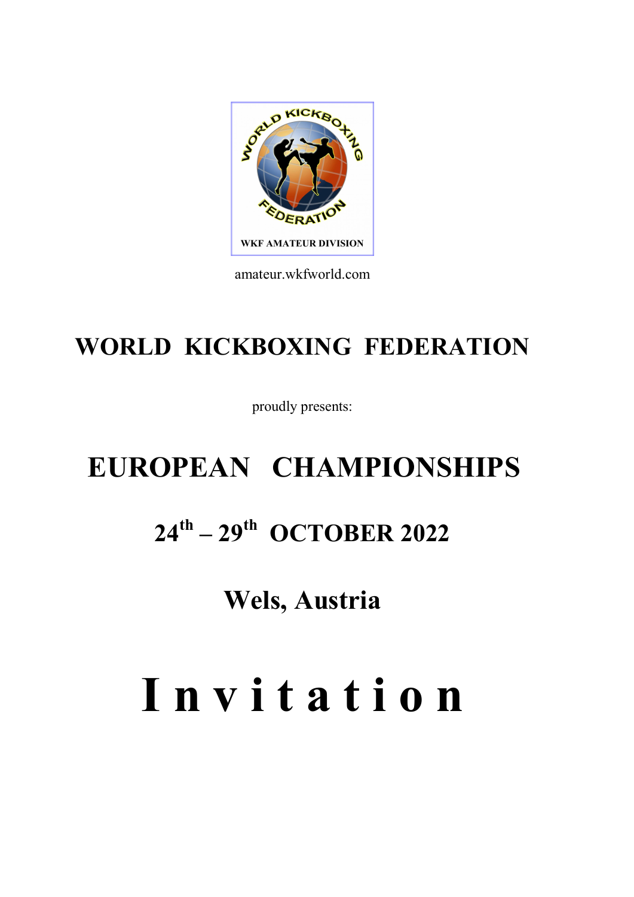amateur.wkfworld.com

# WORLD KICKBOXING FEDERATION

proudly presents:

# EUROPEAN CHAMPIONSHIPS

## 24th – 29th OCTOBER 2022

## Wels, Austria

# Invitation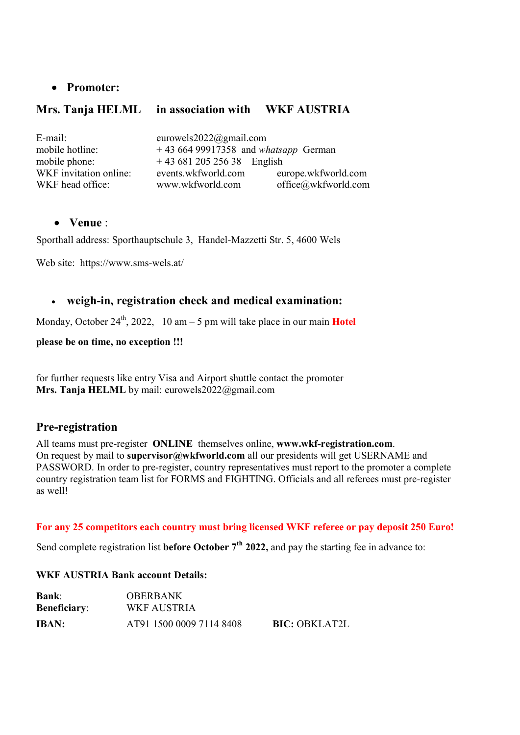- **Promoter:**

**Mrs. Tanja HELML in association with WKF AUSTRIA**

| | | |
|---|---|---|
| E-mail: | eurowels2022@gmail.com | |
| mobile hotline: | + 43 664 99917358 and *whatsapp* German | |
| mobile phone: | + 43 681 205 256 38 English | |
| WKF invitation online: | events.wkfworld.com | europe.wkfworld.com |
| WKF head office: | www.wkfworld.com | office@wkfworld.com |

- **Venue** :

Sporthall address: Sporthauptschule 3, Handel-Mazzetti Str. 5, 4600 Wels

Web site: https://www.sms-wels.at/

- **weigh-in, registration check and medical examination:**

Monday, October 24th, 2022, 10 am – 5 pm will take place in our main **Hotel**

**please be on time, no exception !!!**

for further requests like entry Visa and Airport shuttle contact the promoter
**Mrs. Tanja HELML** by mail: eurowels2022@gmail.com

## Pre-registration

All teams must pre-register **ONLINE** themselves online, **www.wkf-registration.com**.
On request by mail to **supervisor@wkfworld.com** all our presidents will get USERNAME and PASSWORD. In order to pre-register, country representatives must report to the promoter a complete country registration team list for FORMS and FIGHTING. Officials and all referees must pre-register as well!

**For any 25 competitors each country must bring licensed WKF referee or pay deposit 250 Euro!**

Send complete registration list **before October 7th 2022,** and pay the starting fee in advance to:

**WKF AUSTRIA Bank account Details:**

| | | |
|---|---|---|
| **Bank**: | OBERBANK | |
| **Beneficiary**: | WKF AUSTRIA | |
| **IBAN:** | AT91 1500 0009 7114 8408 | **BIC:** OBKLAT2L |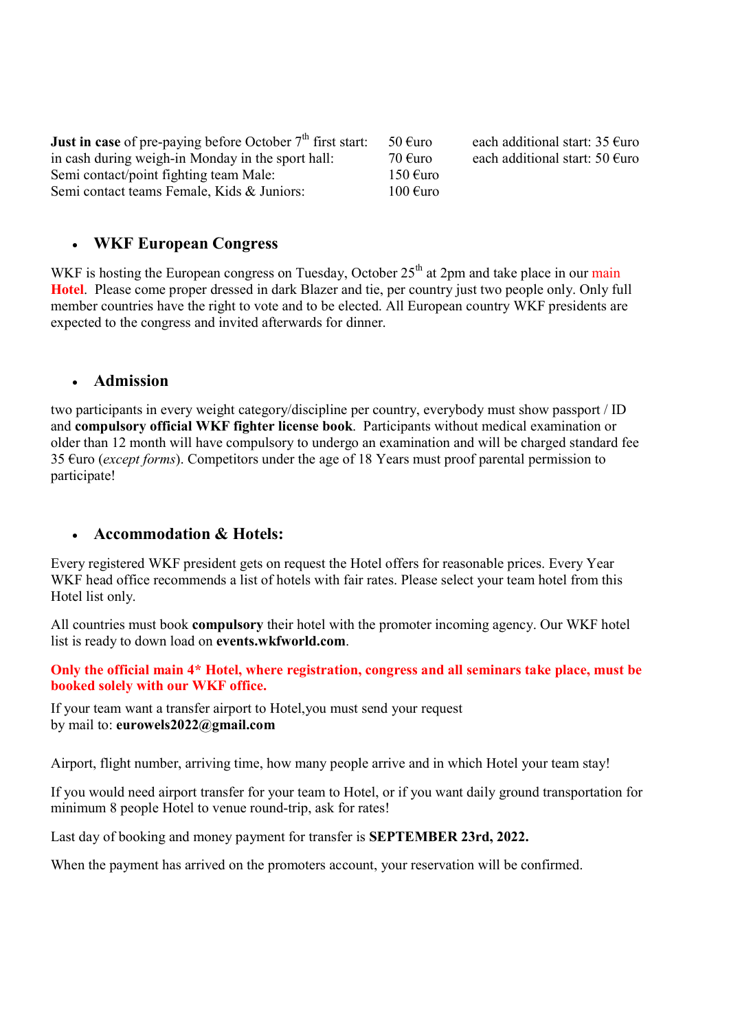| | | |
|---|---|---|
| **Just in case** of pre-paying before October 7th first start: | 50 €uro | each additional start: 35 €uro |
| in cash during weigh-in Monday in the sport hall: | 70 €uro | each additional start: 50 €uro |
| Semi contact/point fighting team Male: | 150 €uro | |
| Semi contact teams Female, Kids & Juniors: | 100 €uro | |

- ## WKF European Congress

WKF is hosting the European congress on Tuesday, October 25th at 2pm and take place in our main Hotel. Please come proper dressed in dark Blazer and tie, per country just two people only. Only full member countries have the right to vote and to be elected. All European country WKF presidents are expected to the congress and invited afterwards for dinner.

- ## Admission

two participants in every weight category/discipline per country, everybody must show passport / ID and **compulsory official WKF fighter license book**. Participants without medical examination or older than 12 month will have compulsory to undergo an examination and will be charged standard fee 35 €uro (*except forms*). Competitors under the age of 18 Years must proof parental permission to participate!

- ## Accommodation & Hotels:

Every registered WKF president gets on request the Hotel offers for reasonable prices. Every Year WKF head office recommends a list of hotels with fair rates. Please select your team hotel from this Hotel list only.

All countries must book **compulsory** their hotel with the promoter incoming agency. Our WKF hotel list is ready to down load on **events.wkfworld.com**.

**Only the official main 4* Hotel, where registration, congress and all seminars take place, must be booked solely with our WKF office.**

If your team want a transfer airport to Hotel,you must send your request
by mail to: **eurowels2022@gmail.com**

Airport, flight number, arriving time, how many people arrive and in which Hotel your team stay!

If you would need airport transfer for your team to Hotel, or if you want daily ground transportation for minimum 8 people Hotel to venue round-trip, ask for rates!

Last day of booking and money payment for transfer is **SEPTEMBER 23rd, 2022.**

When the payment has arrived on the promoters account, your reservation will be confirmed.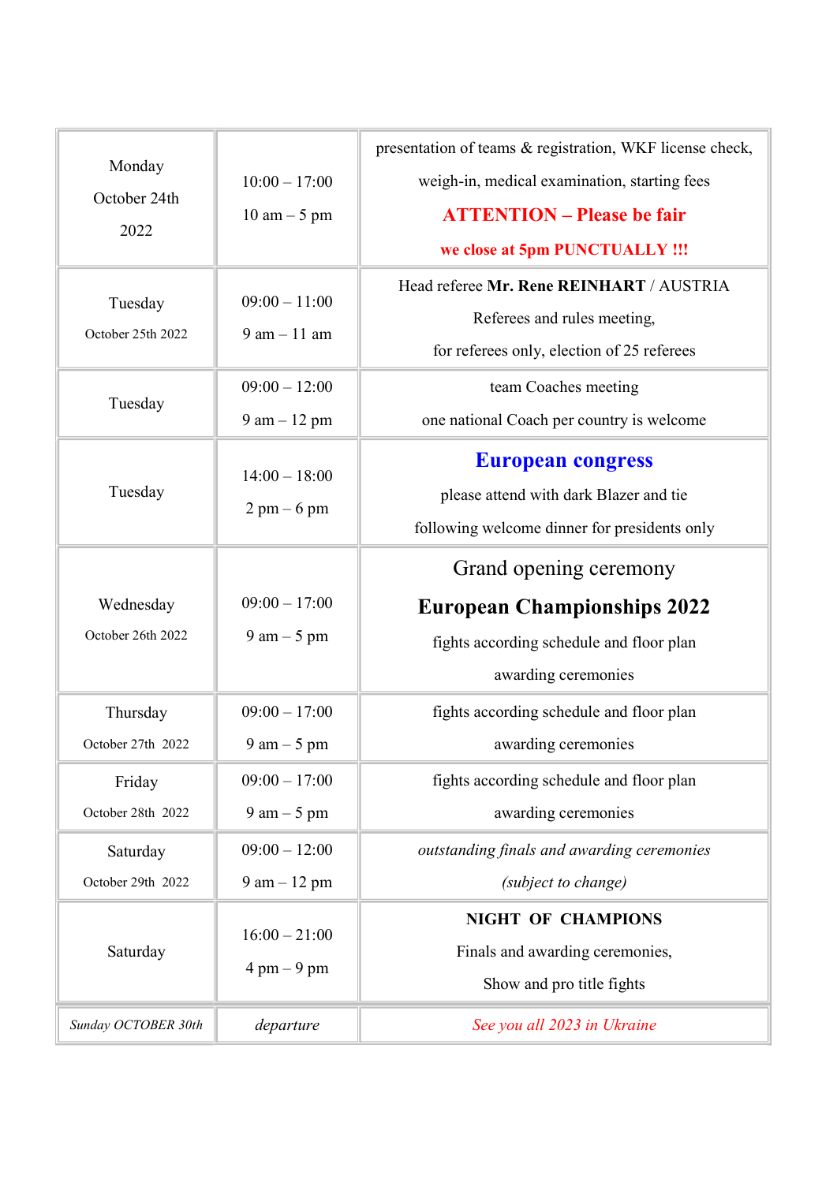| | | |
|---|---|---|
| Monday October 24th 2022 | 10:00 – 17:00<br>10 am – 5 pm | presentation of teams & registration, WKF license check, weigh-in, medical examination, starting fees<br>**ATTENTION – Please be fair**<br>**we close at 5pm PUNCTUALLY !!!** |
| Tuesday October 25th 2022 | 09:00 – 11:00<br>9 am – 11 am | Head referee **Mr. Rene REINHART** / AUSTRIA<br>Referees and rules meeting,<br>for referees only, election of 25 referees |
| Tuesday | 09:00 – 12:00<br>9 am – 12 pm | team Coaches meeting<br>one national Coach per country is welcome |
| Tuesday | 14:00 – 18:00<br>2 pm – 6 pm | **European congress**<br>please attend with dark Blazer and tie<br>following welcome dinner for presidents only |
| Wednesday October 26th 2022 | 09:00 – 17:00<br>9 am – 5 pm | Grand opening ceremony<br>**European Championships 2022**<br>fights according schedule and floor plan<br>awarding ceremonies |
| Thursday October 27th 2022 | 09:00 – 17:00<br>9 am – 5 pm | fights according schedule and floor plan<br>awarding ceremonies |
| Friday October 28th 2022 | 09:00 – 17:00<br>9 am – 5 pm | fights according schedule and floor plan<br>awarding ceremonies |
| Saturday October 29th 2022 | 09:00 – 12:00<br>9 am – 12 pm | *outstanding finals and awarding ceremonies*<br>*(subject to change)* |
| Saturday | 16:00 – 21:00<br>4 pm – 9 pm | **NIGHT OF CHAMPIONS**<br>Finals and awarding ceremonies,<br>Show and pro title fights |
| *Sunday OCTOBER 30th* | *departure* | *See you all 2023 in Ukraine* |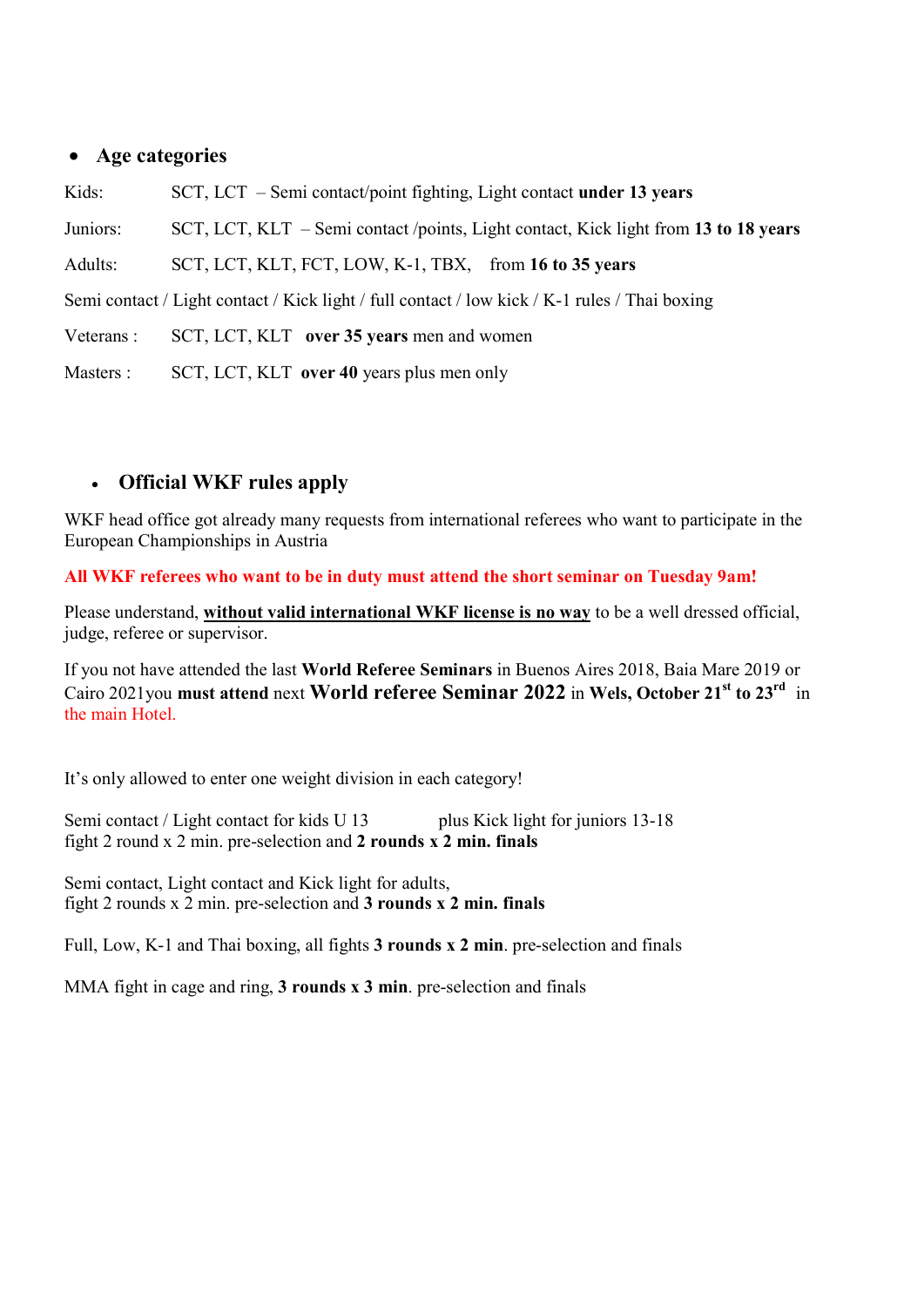- **Age categories**

Kids: SCT, LCT – Semi contact/point fighting, Light contact **under 13 years**

Juniors: SCT, LCT, KLT – Semi contact /points, Light contact, Kick light from **13 to 18 years**

Adults: SCT, LCT, KLT, FCT, LOW, K-1, TBX, from **16 to 35 years**

Semi contact / Light contact / Kick light / full contact / low kick / K-1 rules / Thai boxing

Veterans : SCT, LCT, KLT **over 35 years** men and women

Masters : SCT, LCT, KLT **over 40** years plus men only

- **Official WKF rules apply**

WKF head office got already many requests from international referees who want to participate in the European Championships in Austria

**All WKF referees who want to be in duty must attend the short seminar on Tuesday 9am!**

Please understand, **without valid international WKF license is no way** to be a well dressed official, judge, referee or supervisor.

If you not have attended the last **World Referee Seminars** in Buenos Aires 2018, Baia Mare 2019 or Cairo 2021you **must attend** next **World referee Seminar 2022** in **Wels, October 21st to 23rd** in the main Hotel.

It's only allowed to enter one weight division in each category!

Semi contact / Light contact for kids U 13 plus Kick light for juniors 13-18
fight 2 round x 2 min. pre-selection and **2 rounds x 2 min. finals**

Semi contact, Light contact and Kick light for adults,
fight 2 rounds x 2 min. pre-selection and **3 rounds x 2 min. finals**

Full, Low, K-1 and Thai boxing, all fights **3 rounds x 2 min**. pre-selection and finals

MMA fight in cage and ring, **3 rounds x 3 min**. pre-selection and finals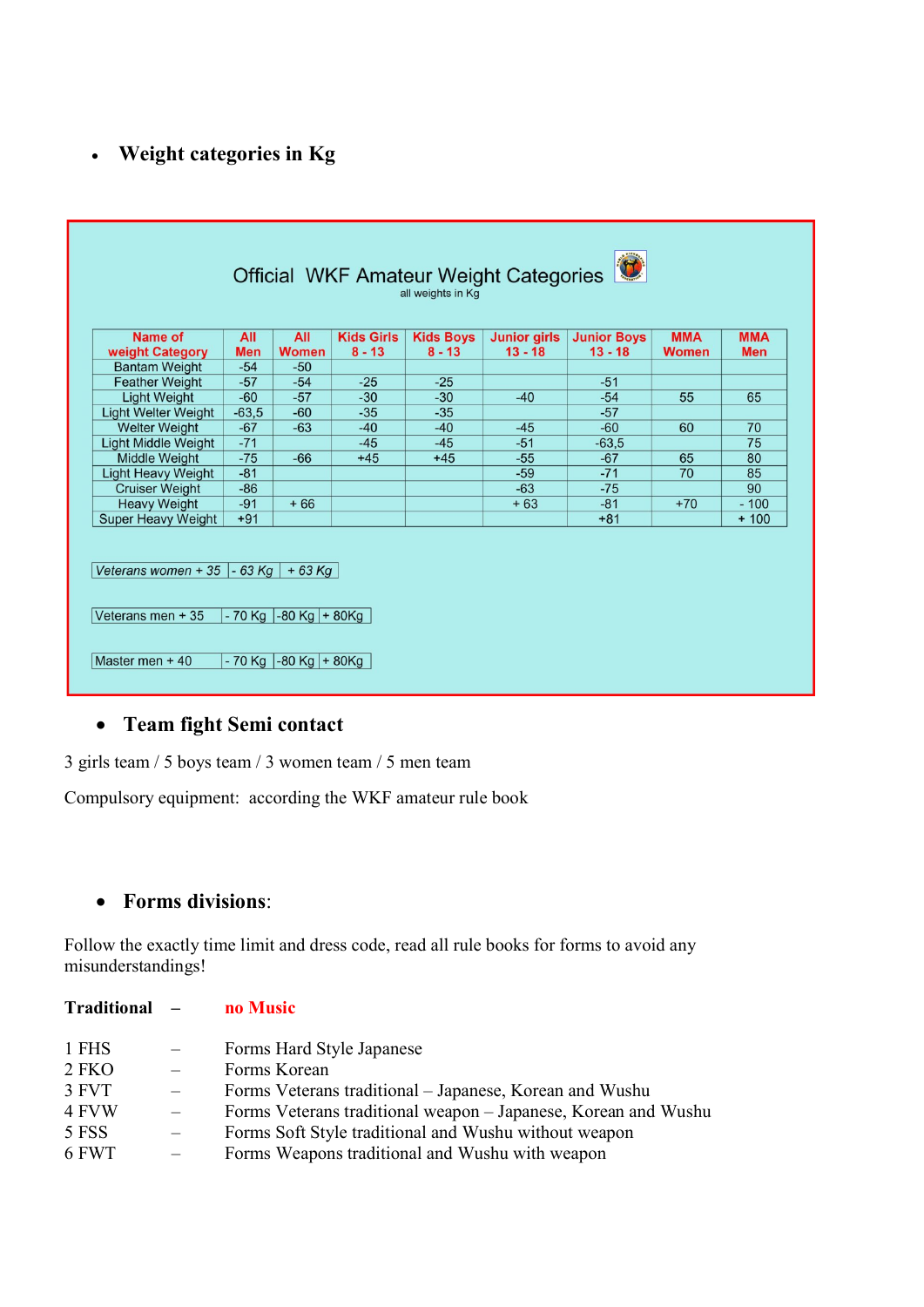- **Weight categories in Kg**

Official WKF Amateur Weight Categories
all weights in Kg

| Name of weight Category | All Men | All Women | Kids Girls 8 - 13 | Kids Boys 8 - 13 | Junior girls 13 - 18 | Junior Boys 13 - 18 | MMA Women | MMA Men |
|---|---|---|---|---|---|---|---|---|
| Bantam Weight | -54 | -50 | | | | | | |
| Feather Weight | -57 | -54 | -25 | -25 | | -51 | | |
| Light Weight | -60 | -57 | -30 | -30 | -40 | -54 | 55 | 65 |
| Light Welter Weight | -63,5 | -60 | -35 | -35 | | -57 | | |
| Welter Weight | -67 | -63 | -40 | -40 | -45 | -60 | 60 | 70 |
| Light Middle Weight | -71 | | -45 | -45 | -51 | -63,5 | | 75 |
| Middle Weight | -75 | -66 | +45 | +45 | -55 | -67 | 65 | 80 |
| Light Heavy Weight | -81 | | | | -59 | -71 | 70 | 85 |
| Cruiser Weight | -86 | | | | -63 | -75 | | 90 |
| Heavy Weight | -91 | + 66 | | | + 63 | -81 | +70 | - 100 |
| Super Heavy Weight | +91 | | | | | +81 | | + 100 |

| *Veterans women + 35* | *- 63 Kg* | *+ 63 Kg* |
|---|---|---|

| Veterans men + 35 | - 70 Kg | -80 Kg | + 80Kg |
|---|---|---|---|

| Master men + 40 | - 70 Kg | -80 Kg | + 80Kg |
|---|---|---|---|

- **Team fight Semi contact**

3 girls team / 5 boys team / 3 women team / 5 men team

Compulsory equipment: according the WKF amateur rule book

- **Forms divisions**:

Follow the exactly time limit and dress code, read all rule books for forms to avoid any misunderstandings!

**Traditional** – no Music

1 FHS – Forms Hard Style Japanese
2 FKO – Forms Korean
3 FVT – Forms Veterans traditional – Japanese, Korean and Wushu
4 FVW – Forms Veterans traditional weapon – Japanese, Korean and Wushu
5 FSS – Forms Soft Style traditional and Wushu without weapon
6 FWT – Forms Weapons traditional and Wushu with weapon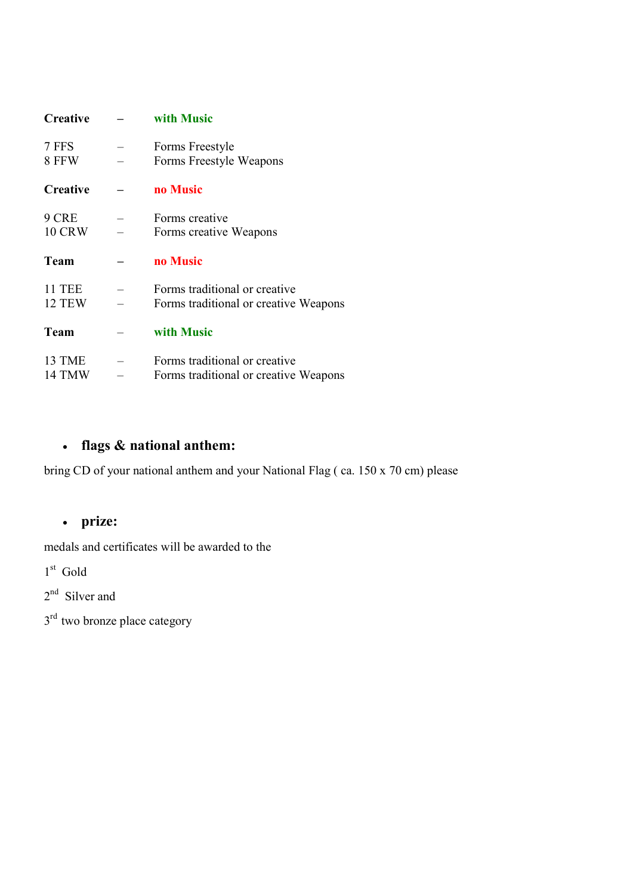**Creative – with Music**

7 FFS – Forms Freestyle
8 FFW – Forms Freestyle Weapons

**Creative – no Music**

9 CRE – Forms creative
10 CRW – Forms creative Weapons

**Team – no Music**

11 TEE – Forms traditional or creative
12 TEW – Forms traditional or creative Weapons

**Team – with Music**

13 TME – Forms traditional or creative
14 TMW – Forms traditional or creative Weapons

- **flags & national anthem:**

bring CD of your national anthem and your National Flag ( ca. 150 x 70 cm) please

- **prize:**

medals and certificates will be awarded to the

1st Gold

2nd Silver and

3rd two bronze place category